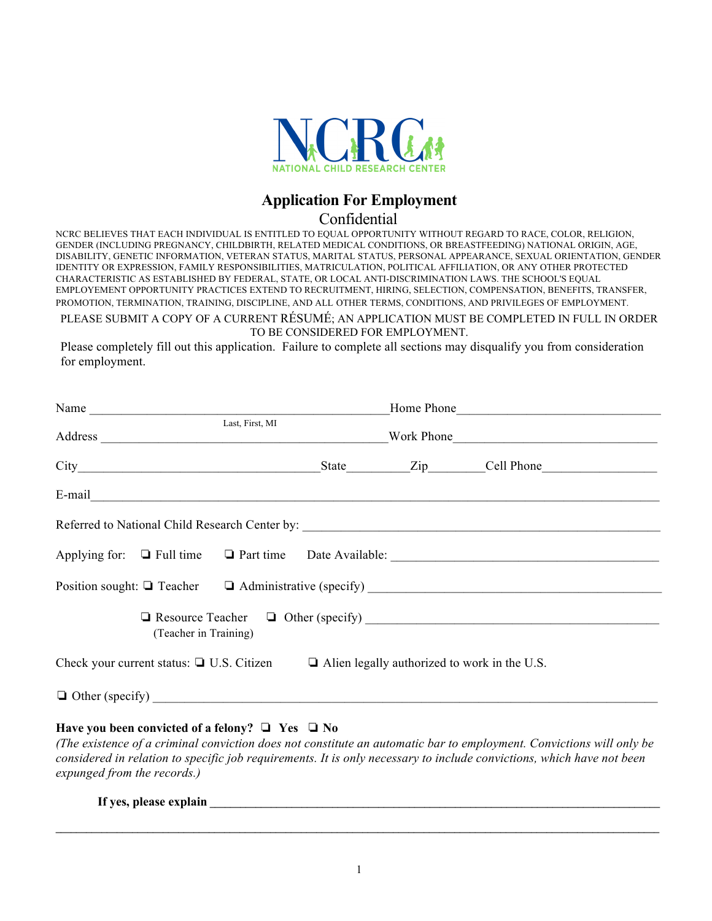NCRC
NATIONAL CHILD RESEARCH CENTER

# Application For Employment

## Confidential

NCRC BELIEVES THAT EACH INDIVIDUAL IS ENTITLED TO EQUAL OPPORTUNITY WITHOUT REGARD TO RACE, COLOR, RELIGION, GENDER (INCLUDING PREGNANCY, CHILDBIRTH, RELATED MEDICAL CONDITIONS, OR BREASTFEEDING) NATIONAL ORIGIN, AGE, DISABILITY, GENETIC INFORMATION, VETERAN STATUS, MARITAL STATUS, PERSONAL APPEARANCE, SEXUAL ORIENTATION, GENDER IDENTITY OR EXPRESSION, FAMILY RESPONSIBILITIES, MATRICULATION, POLITICAL AFFILIATION, OR ANY OTHER PROTECTED CHARACTERISTIC AS ESTABLISHED BY FEDERAL, STATE, OR LOCAL ANTI-DISCRIMINATION LAWS. THE SCHOOL'S EQUAL EMPLOYEMENT OPPORTUNITY PRACTICES EXTEND TO RECRUITMENT, HIRING, SELECTION, COMPENSATION, BENEFITS, TRANSFER, PROMOTION, TERMINATION, TRAINING, DISCIPLINE, AND ALL OTHER TERMS, CONDITIONS, AND PRIVILEGES OF EMPLOYMENT.

PLEASE SUBMIT A COPY OF A CURRENT RÉSUMÉ; AN APPLICATION MUST BE COMPLETED IN FULL IN ORDER TO BE CONSIDERED FOR EMPLOYMENT.

Please completely fill out this application. Failure to complete all sections may disqualify you from consideration for employment.

Name ________________________________________ Home Phone ______________________________
(Last, First, MI)

Address ______________________________________ Work Phone ______________________________

City ________________________________ State ________ Zip ________ Cell Phone ________________

E-mail ______________________________________________________________________________

Referred to National Child Research Center by: _______________________________________________

Applying for: ❏ Full time ❏ Part time Date Available: _________________________________________

Position sought: ❏ Teacher ❏ Administrative (specify) _________________________________________

❏ Resource Teacher (Teacher in Training) ❏ Other (specify) _________________________________________

Check your current status: ❏ U.S. Citizen ❏ Alien legally authorized to work in the U.S.

❏ Other (specify) ___________________________________________________________________________

**Have you been convicted of a felony? ❏ Yes ❏ No**

*(The existence of a criminal conviction does not constitute an automatic bar to employment. Convictions will only be considered in relation to specific job requirements. It is only necessary to include convictions, which have not been expunged from the records.)*

**If yes, please explain** ___________________________________________________________________

_____________________________________________________________________________________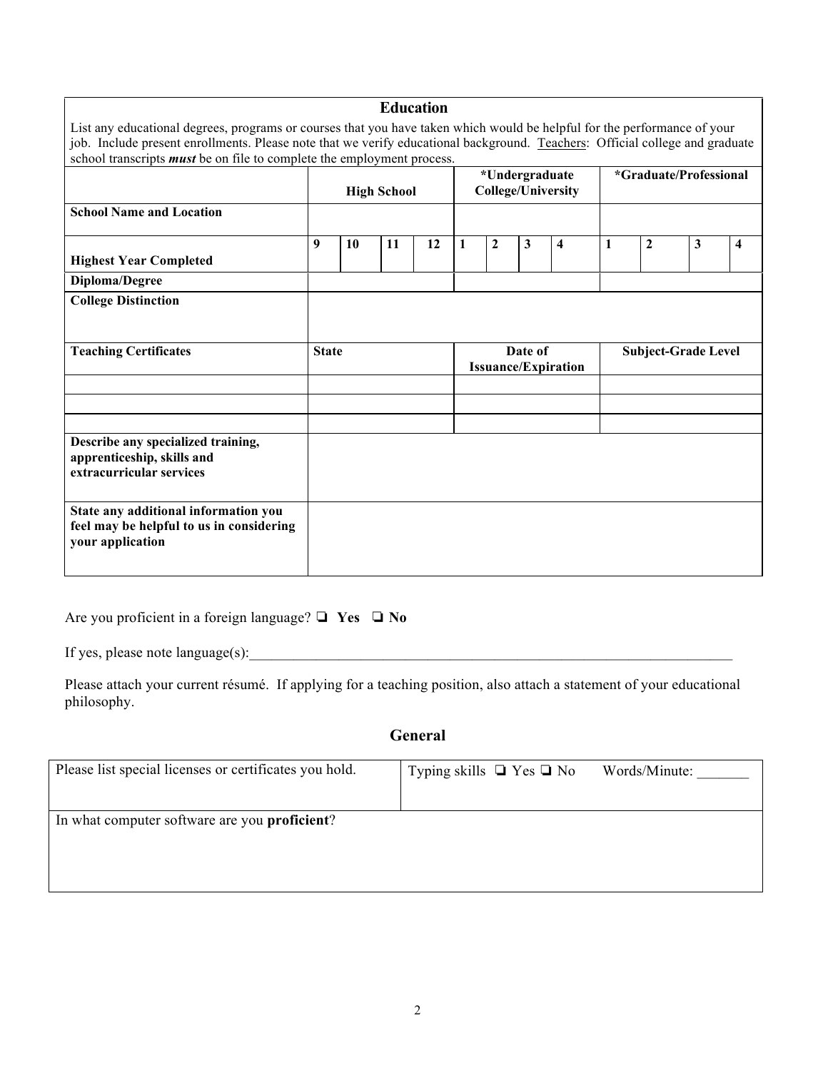## Education

List any educational degrees, programs or courses that you have taken which would be helpful for the performance of your job. Include present enrollments. Please note that we verify educational background. Teachers: Official college and graduate school transcripts ***must*** be on file to complete the employment process.

| | **High School** | | | | ***Undergraduate College/University** | | | | ***Graduate/Professional** | | | |
|---|---|---|---|---|---|---|---|---|---|---|---|---|
| **School Name and Location** | | | | | | | | | | | | |
| **Highest Year Completed** | **9** | **10** | **11** | **12** | **1** | **2** | **3** | **4** | **1** | **2** | **3** | **4** |
| **Diploma/Degree** | | | | | | | | | | | | |
| **College Distinction** | | | | | | | | | | | | |
| **Teaching Certificates** | **State** | | | | **Date of Issuance/Expiration** | | | | **Subject-Grade Level** | | | |
| | | | | | | | | | | | | |
| | | | | | | | | | | | | |
| | | | | | | | | | | | | |
| **Describe any specialized training, apprenticeship, skills and extracurricular services** | | | | | | | | | | | | |
| **State any additional information you feel may be helpful to us in considering your application** | | | | | | | | | | | | |

Are you proficient in a foreign language? ❑ **Yes** ❑ **No**

If yes, please note language(s):_______________________________________________________________________

Please attach your current résumé. If applying for a teaching position, also attach a statement of your educational philosophy.

## General

| Please list special licenses or certificates you hold. | Typing skills ❑ Yes ❑ No Words/Minute: _______ |
|---|---|
| In what computer software are you **proficient**? | |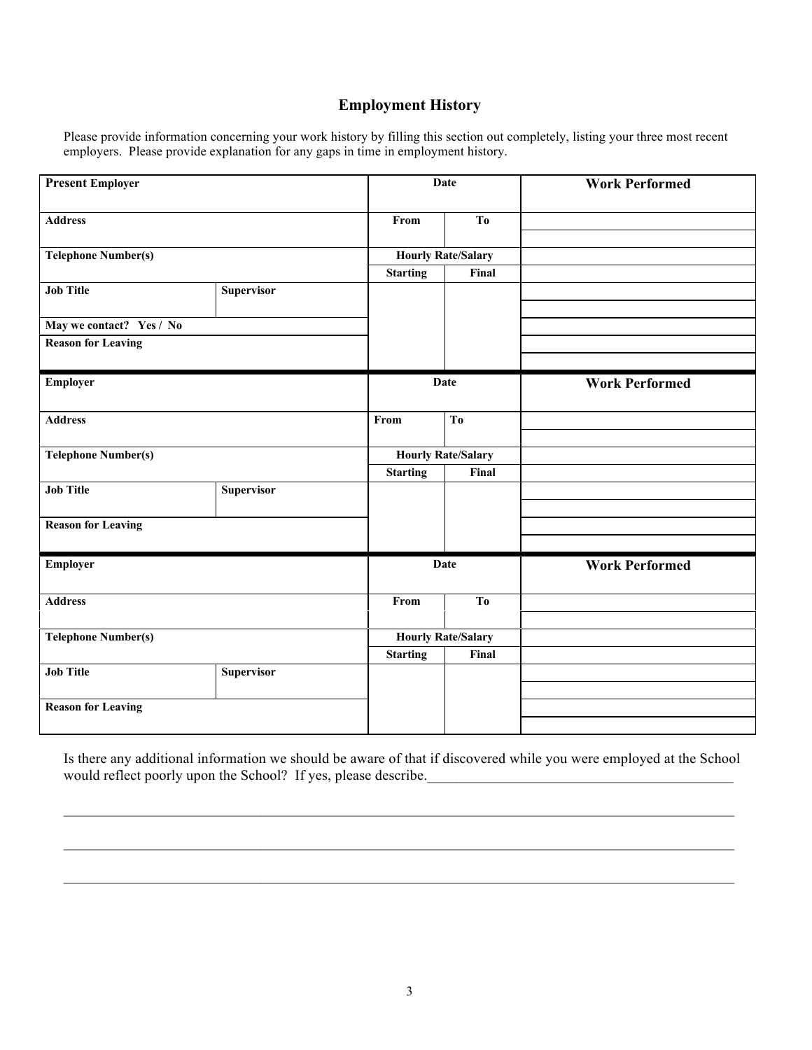## Employment History

Please provide information concerning your work history by filling this section out completely, listing your three most recent employers. Please provide explanation for any gaps in time in employment history.

| **Present Employer** | | **Date** | | **Work Performed** |
|---|---|---|---|---|
| **Address** | | **From** | **To** | |
| **Telephone Number(s)** | | **Hourly Rate/Salary** | | |
| | | **Starting** | **Final** | |
| **Job Title** | **Supervisor** | | | |
| **May we contact? Yes / No** | | | | |
| **Reason for Leaving** | | | | |

| **Employer** | | **Date** | | **Work Performed** |
|---|---|---|---|---|
| **Address** | | **From** | **To** | |
| **Telephone Number(s)** | | **Hourly Rate/Salary** | | |
| | | **Starting** | **Final** | |
| **Job Title** | **Supervisor** | | | |
| **Reason for Leaving** | | | | |

| **Employer** | | **Date** | | **Work Performed** |
|---|---|---|---|---|
| **Address** | | **From** | **To** | |
| **Telephone Number(s)** | | **Hourly Rate/Salary** | | |
| | | **Starting** | **Final** | |
| **Job Title** | **Supervisor** | | | |
| **Reason for Leaving** | | | | |

Is there any additional information we should be aware of that if discovered while you were employed at the School would reflect poorly upon the School? If yes, please describe.____________________________________________

_______________________________________________________________________________________________

_______________________________________________________________________________________________

_______________________________________________________________________________________________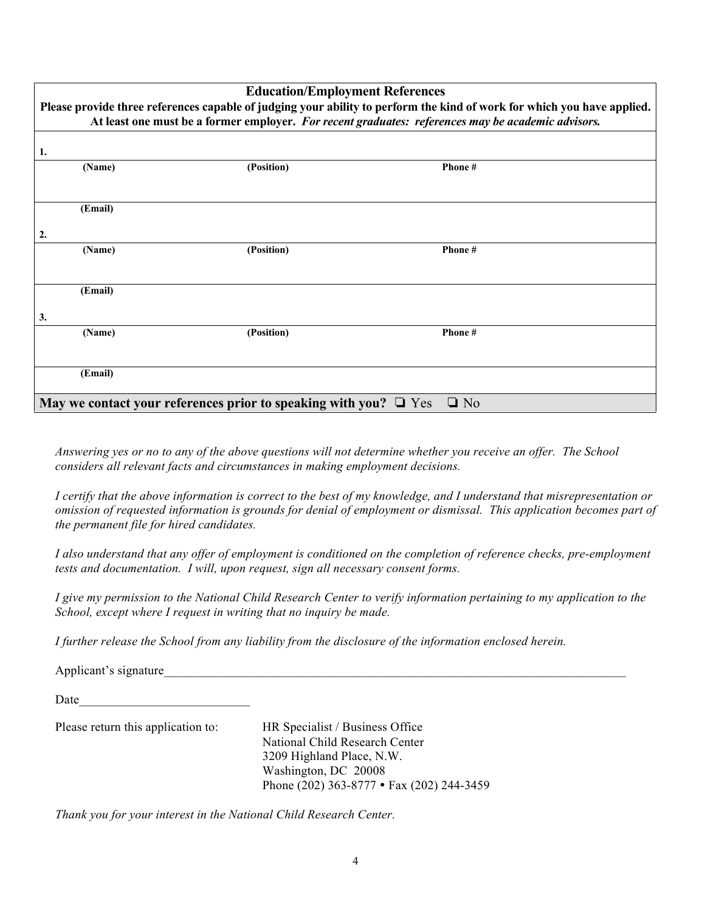## Education/Employment References

**Please provide three references capable of judging your ability to perform the kind of work for which you have applied. At least one must be a former employer.** ***For recent graduates: references may be academic advisors.***

| | | | |
|---|---|---|---|
| **1.** | **(Name)** | **(Position)** | **Phone #** |
| | **(Email)** | | |
| **2.** | **(Name)** | **(Position)** | **Phone #** |
| | **(Email)** | | |
| **3.** | **(Name)** | **(Position)** | **Phone #** |
| | **(Email)** | | |

**May we contact your references prior to speaking with you?** ❑ Yes ❑ No

*Answering yes or no to any of the above questions will not determine whether you receive an offer. The School considers all relevant facts and circumstances in making employment decisions.*

*I certify that the above information is correct to the best of my knowledge, and I understand that misrepresentation or omission of requested information is grounds for denial of employment or dismissal. This application becomes part of the permanent file for hired candidates.*

*I also understand that any offer of employment is conditioned on the completion of reference checks, pre-employment tests and documentation. I will, upon request, sign all necessary consent forms.*

*I give my permission to the National Child Research Center to verify information pertaining to my application to the School, except where I request in writing that no inquiry be made.*

*I further release the School from any liability from the disclosure of the information enclosed herein.*

Applicant's signature_______________________________________________________________________________

Date___________________________

Please return this application to:

HR Specialist / Business Office
National Child Research Center
3209 Highland Place, N.W.
Washington, DC 20008
Phone (202) 363-8777 • Fax (202) 244-3459

*Thank you for your interest in the National Child Research Center.*